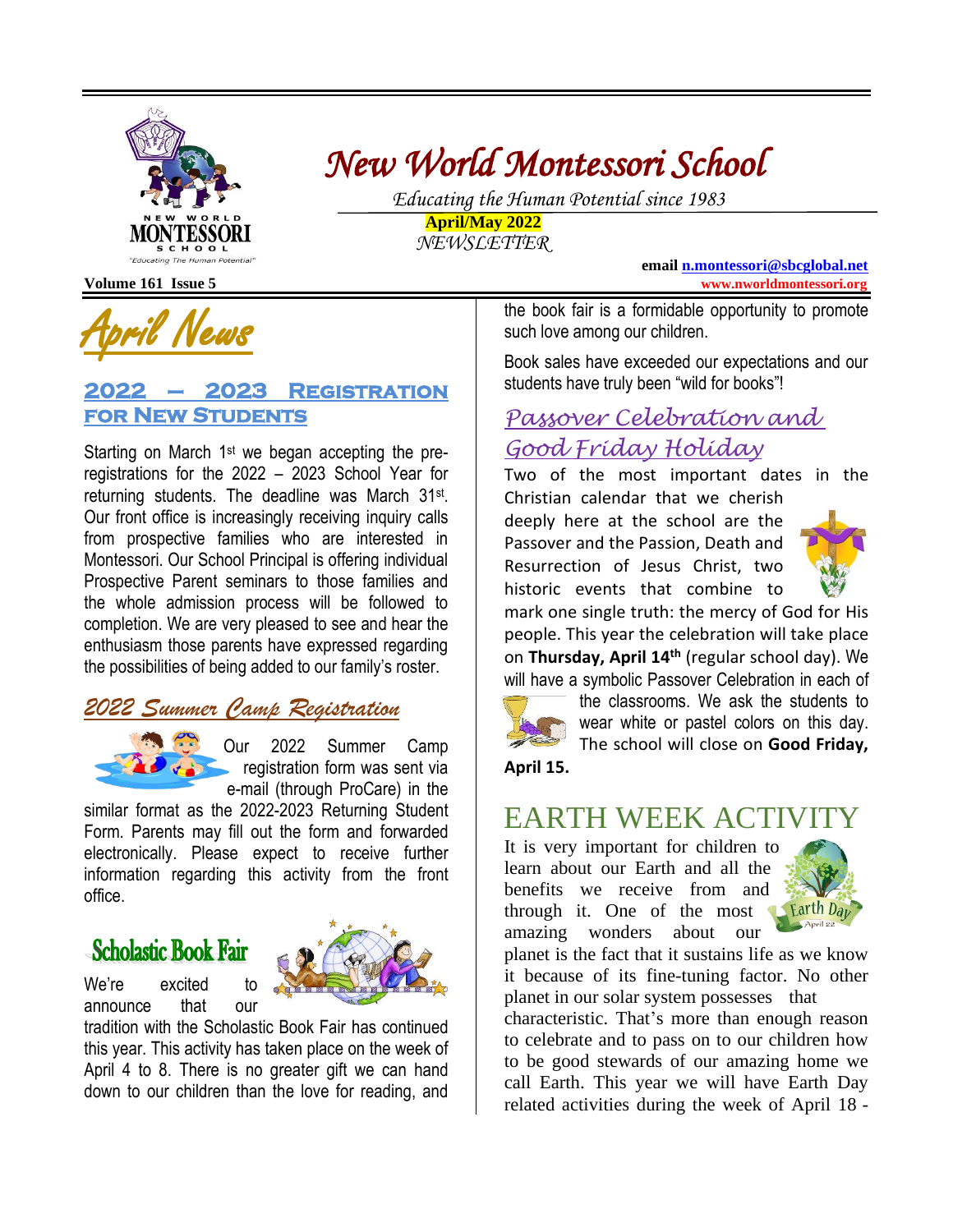# New World Montessori School

*Educating the Human Potential since 1983*

**April/May 2022**

*NEWSLETTER*

**email n.montessori@sbcglobal.net**

**www.nworldmontessori.org**

**Volume 161 Issue 5**

## April News

### 2022 – 2023 Registration for New Students

Starting on March 1st we began accepting the pre-registrations for the 2022 – 2023 School Year for returning students. The deadline was March 31st. Our front office is increasingly receiving inquiry calls from prospective families who are interested in Montessori. Our School Principal is offering individual Prospective Parent seminars to those families and the whole admission process will be followed to completion. We are very pleased to see and hear the enthusiasm those parents have expressed regarding the possibilities of being added to our family's roster.

### 2022 Summer Camp Registration

Our 2022 Summer Camp registration form was sent via e-mail (through ProCare) in the similar format as the 2022-2023 Returning Student Form. Parents may fill out the form and forwarded electronically. Please expect to receive further information regarding this activity from the front office.

### Scholastic Book Fair

We're excited to announce that our tradition with the Scholastic Book Fair has continued this year. This activity has taken place on the week of April 4 to 8. There is no greater gift we can hand down to our children than the love for reading, and the book fair is a formidable opportunity to promote such love among our children.

Book sales have exceeded our expectations and our students have truly been "wild for books"!

### Passover Celebration and Good Friday Holiday

Two of the most important dates in the Christian calendar that we cherish deeply here at the school are the Passover and the Passion, Death and Resurrection of Jesus Christ, two historic events that combine to mark one single truth: the mercy of God for His people. This year the celebration will take place on **Thursday, April 14th** (regular school day). We will have a symbolic Passover Celebration in each of the classrooms. We ask the students to wear white or pastel colors on this day. The school will close on **Good Friday, April 15.**

## EARTH WEEK ACTIVITY

It is very important for children to learn about our Earth and all the benefits we receive from and through it. One of the most amazing wonders about our planet is the fact that it sustains life as we know it because of its fine-tuning factor. No other planet in our solar system possesses that characteristic. That's more than enough reason to celebrate and to pass on to our children how to be good stewards of our amazing home we call Earth. This year we will have Earth Day related activities during the week of April 18 -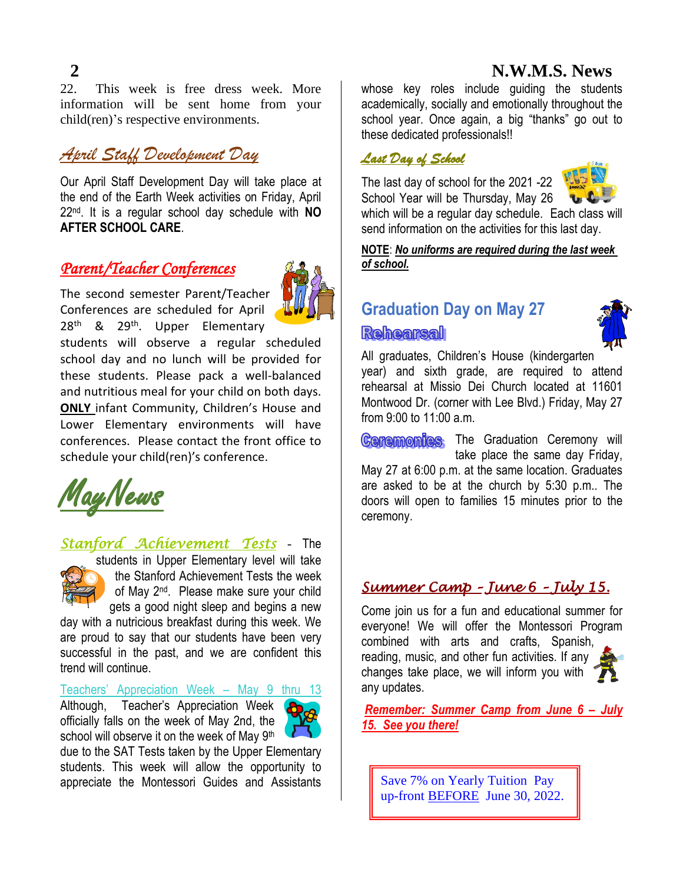22. This week is free dress week. More information will be sent home from your child(ren)'s respective environments.

## April Staff Development Day

Our April Staff Development Day will take place at the end of the Earth Week activities on Friday, April 22nd. It is a regular school day schedule with **NO AFTER SCHOOL CARE**.

## Parent/Teacher Conferences

The second semester Parent/Teacher Conferences are scheduled for April 28th & 29th. Upper Elementary students will observe a regular scheduled school day and no lunch will be provided for these students. Please pack a well-balanced and nutritious meal for your child on both days. **ONLY** infant Community, Children's House and Lower Elementary environments will have conferences. Please contact the front office to schedule your child(ren)'s conference.

# May News

**Stanford Achievement Tests** - The students in Upper Elementary level will take the Stanford Achievement Tests the week of May 2nd. Please make sure your child gets a good night sleep and begins a new day with a nutricious breakfast during this week. We are proud to say that our students have been very successful in the past, and we are confident this trend will continue.

**Teachers' Appreciation Week – May 9 thru 13**

Although, Teacher's Appreciation Week officially falls on the week of May 2nd, the school will observe it on the week of May 9th due to the SAT Tests taken by the Upper Elementary students. This week will allow the opportunity to appreciate the Montessori Guides and Assistants whose key roles include guiding the students academically, socially and emotionally throughout the school year. Once again, a big "thanks" go out to these dedicated professionals!!

## Last Day of School

The last day of school for the 2021 -22 School Year will be Thursday, May 26 which will be a regular day schedule. Each class will send information on the activities for this last day.

**NOTE**: ***No uniforms are required during the last week of school.***

## Graduation Day on May 27

### Rehearsal

All graduates, Children's House (kindergarten year) and sixth grade, are required to attend rehearsal at Missio Dei Church located at 11601 Montwood Dr. (corner with Lee Blvd.) Friday, May 27 from 9:00 to 11:00 a.m.

### Ceremonies

The Graduation Ceremony will take place the same day Friday, May 27 at 6:00 p.m. at the same location. Graduates are asked to be at the church by 5:30 p.m.. The doors will open to families 15 minutes prior to the ceremony.

## Summer Camp – June 6 – July 15.

Come join us for a fun and educational summer for everyone! We will offer the Montessori Program combined with arts and crafts, Spanish, reading, music, and other fun activities. If any changes take place, we will inform you with any updates.

***Remember: Summer Camp from June 6 – July 15. See you there!***

Save 7% on Yearly Tuition Pay up-front BEFORE June 30, 2022.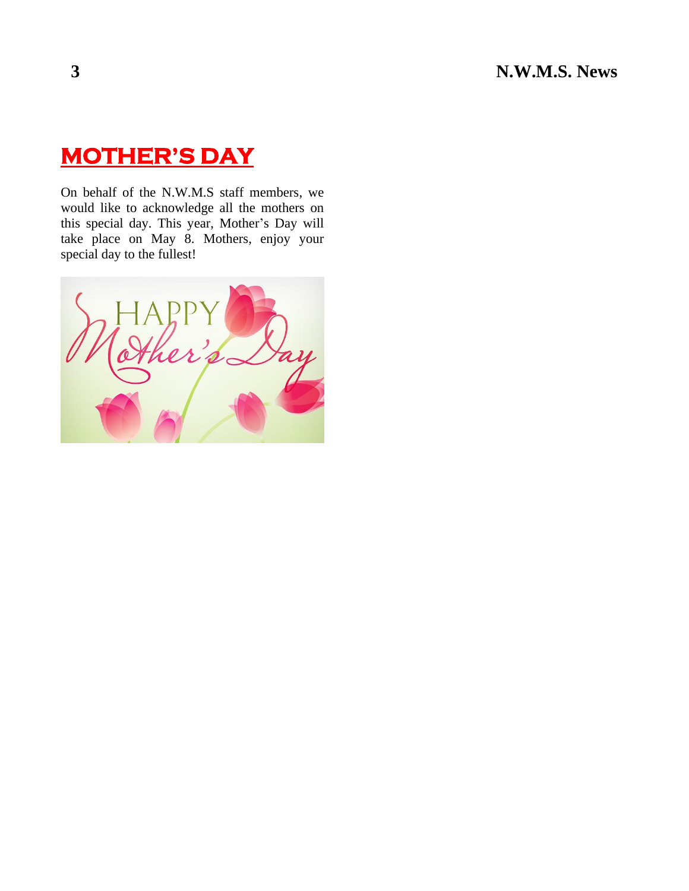# MOTHER'S DAY

On behalf of the N.W.M.S staff members, we would like to acknowledge all the mothers on this special day. This year, Mother's Day will take place on May 8. Mothers, enjoy your special day to the fullest!